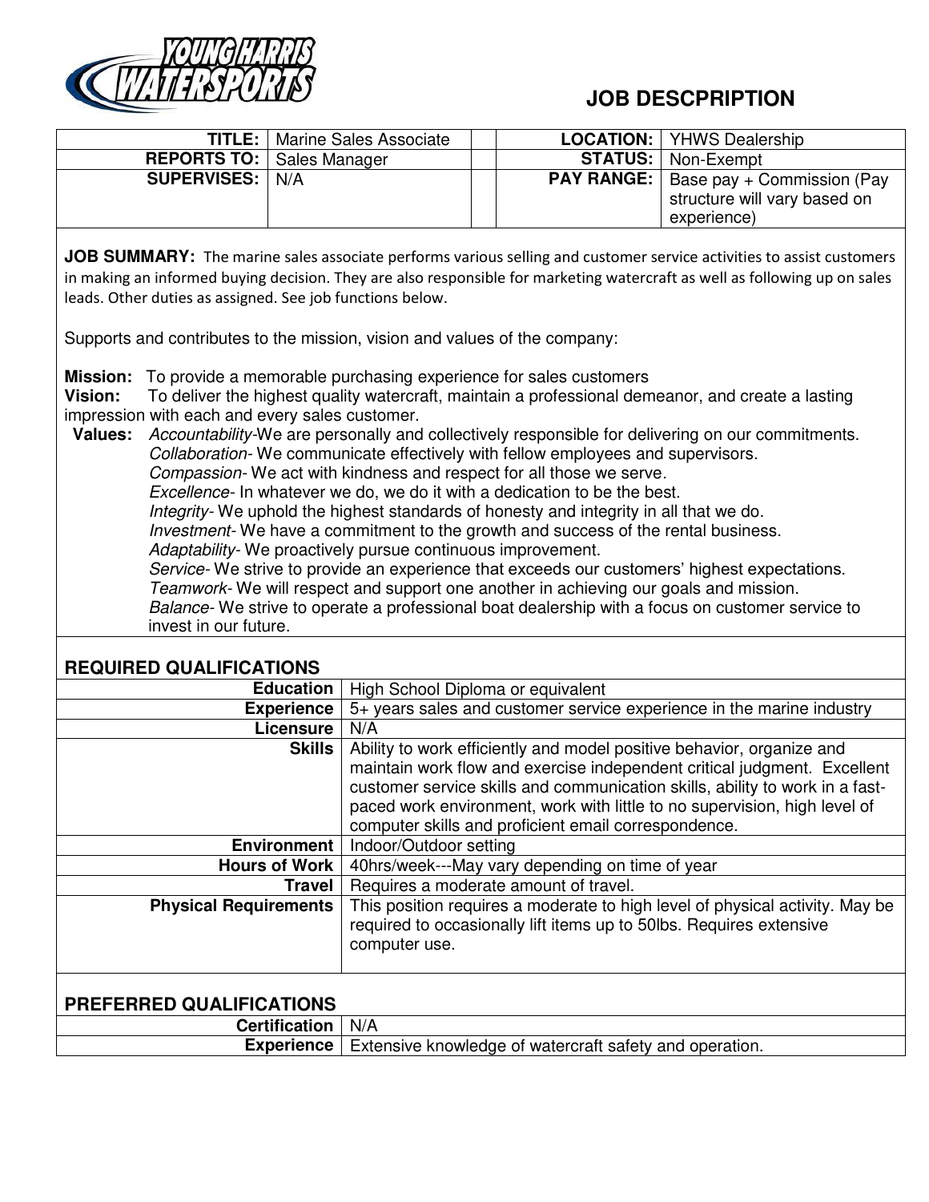YOUNG HARRIS WATERSPORTS

# JOB DESCPRIPTION

| | | | | |
|---|---|---|---|---|
| **TITLE:** | Marine Sales Associate | | **LOCATION:** | YHWS Dealership |
| **REPORTS TO:** | Sales Manager | | **STATUS:** | Non-Exempt |
| **SUPERVISES:** | N/A | | **PAY RANGE:** | Base pay + Commission (Pay structure will vary based on experience) |

**JOB SUMMARY:** The marine sales associate performs various selling and customer service activities to assist customers in making an informed buying decision. They are also responsible for marketing watercraft as well as following up on sales leads. Other duties as assigned. See job functions below.

Supports and contributes to the mission, vision and values of the company:

**Mission:** To provide a memorable purchasing experience for sales customers
**Vision:** To deliver the highest quality watercraft, maintain a professional demeanor, and create a lasting impression with each and every sales customer.
**Values:** *Accountability*-We are personally and collectively responsible for delivering on our commitments.
*Collaboration*- We communicate effectively with fellow employees and supervisors.
*Compassion*- We act with kindness and respect for all those we serve.
*Excellence*- In whatever we do, we do it with a dedication to be the best.
*Integrity*- We uphold the highest standards of honesty and integrity in all that we do.
*Investment*- We have a commitment to the growth and success of the rental business.
*Adaptability*- We proactively pursue continuous improvement.
*Service*- We strive to provide an experience that exceeds our customers' highest expectations.
*Teamwork*- We will respect and support one another in achieving our goals and mission.
*Balance*- We strive to operate a professional boat dealership with a focus on customer service to invest in our future.

## REQUIRED QUALIFICATIONS

| | |
|---|---|
| **Education** | High School Diploma or equivalent |
| **Experience** | 5+ years sales and customer service experience in the marine industry |
| **Licensure** | N/A |
| **Skills** | Ability to work efficiently and model positive behavior, organize and maintain work flow and exercise independent critical judgment. Excellent customer service skills and communication skills, ability to work in a fast-paced work environment, work with little to no supervision, high level of computer skills and proficient email correspondence. |
| **Environment** | Indoor/Outdoor setting |
| **Hours of Work** | 40hrs/week---May vary depending on time of year |
| **Travel** | Requires a moderate amount of travel. |
| **Physical Requirements** | This position requires a moderate to high level of physical activity. May be required to occasionally lift items up to 50lbs. Requires extensive computer use. |

## PREFERRED QUALIFICATIONS

| | |
|---|---|
| **Certification** | N/A |
| **Experience** | Extensive knowledge of watercraft safety and operation. |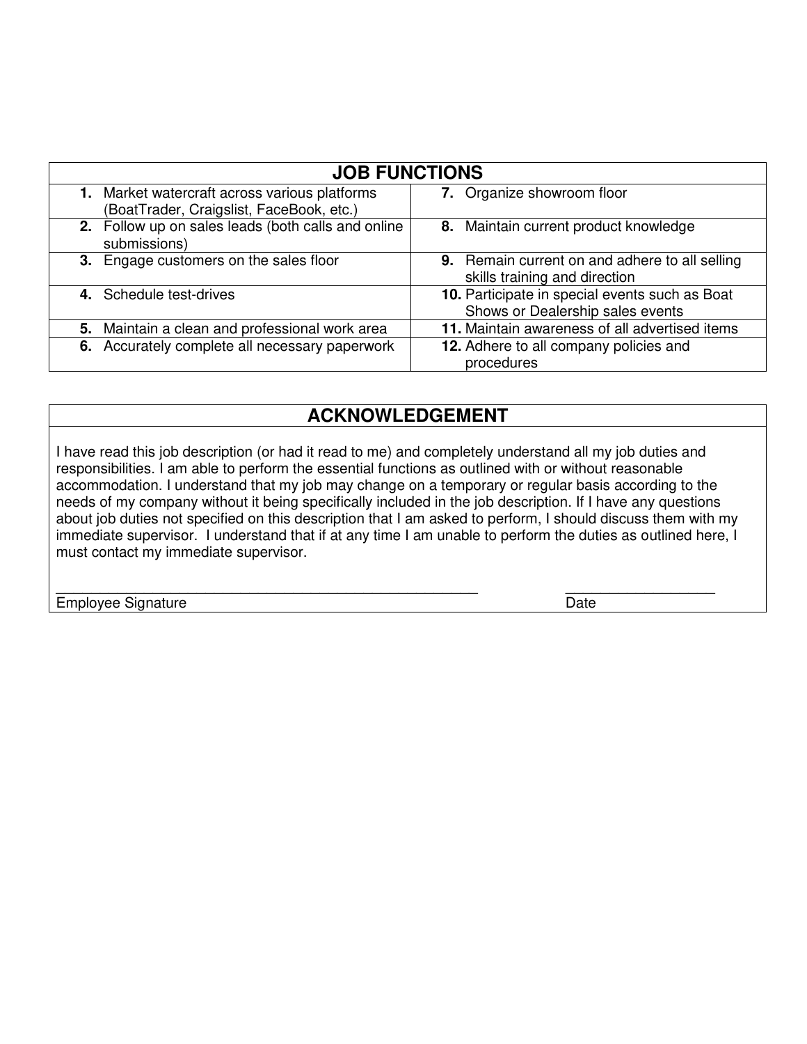## JOB FUNCTIONS

| | |
|---|---|
| **1.** Market watercraft across various platforms (BoatTrader, Craigslist, FaceBook, etc.) | **7.** Organize showroom floor |
| **2.** Follow up on sales leads (both calls and online submissions) | **8.** Maintain current product knowledge |
| **3.** Engage customers on the sales floor | **9.** Remain current on and adhere to all selling skills training and direction |
| **4.** Schedule test-drives | **10.** Participate in special events such as Boat Shows or Dealership sales events |
| **5.** Maintain a clean and professional work area | **11.** Maintain awareness of all advertised items |
| **6.** Accurately complete all necessary paperwork | **12.** Adhere to all company policies and procedures |

## ACKNOWLEDGEMENT

I have read this job description (or had it read to me) and completely understand all my job duties and responsibilities. I am able to perform the essential functions as outlined with or without reasonable accommodation. I understand that my job may change on a temporary or regular basis according to the needs of my company without it being specifically included in the job description. If I have any questions about job duties not specified on this description that I am asked to perform, I should discuss them with my immediate supervisor. I understand that if at any time I am unable to perform the duties as outlined here, I must contact my immediate supervisor.

_______________________________________________________ ____________________

Employee Signature Date